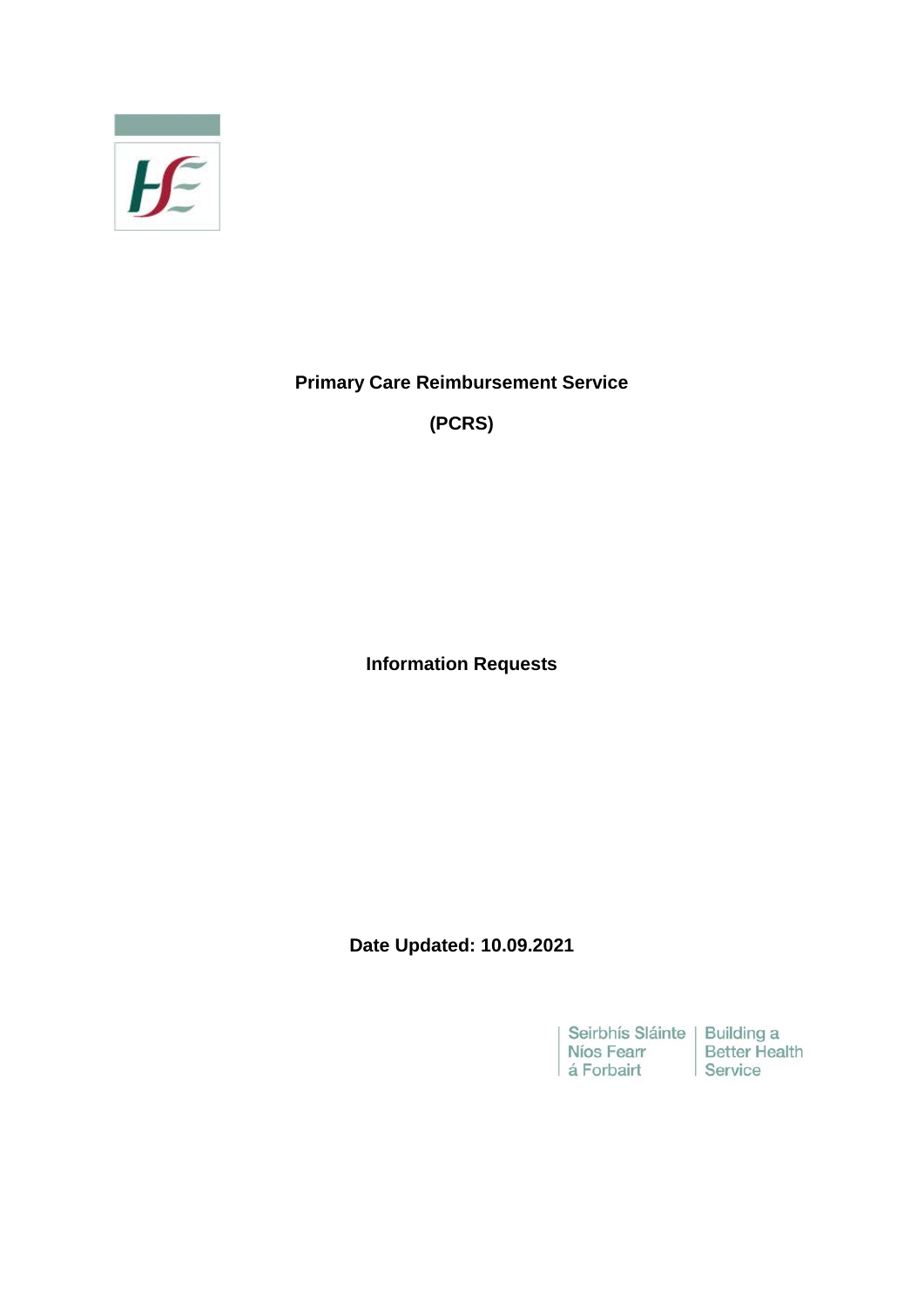**Primary Care Reimbursement Service**

**(PCRS)**

**Information Requests**

**Date Updated: 10.09.2021**

Seirbhís Sláinte Níos Fearr á Forbairt | Building a Better Health Service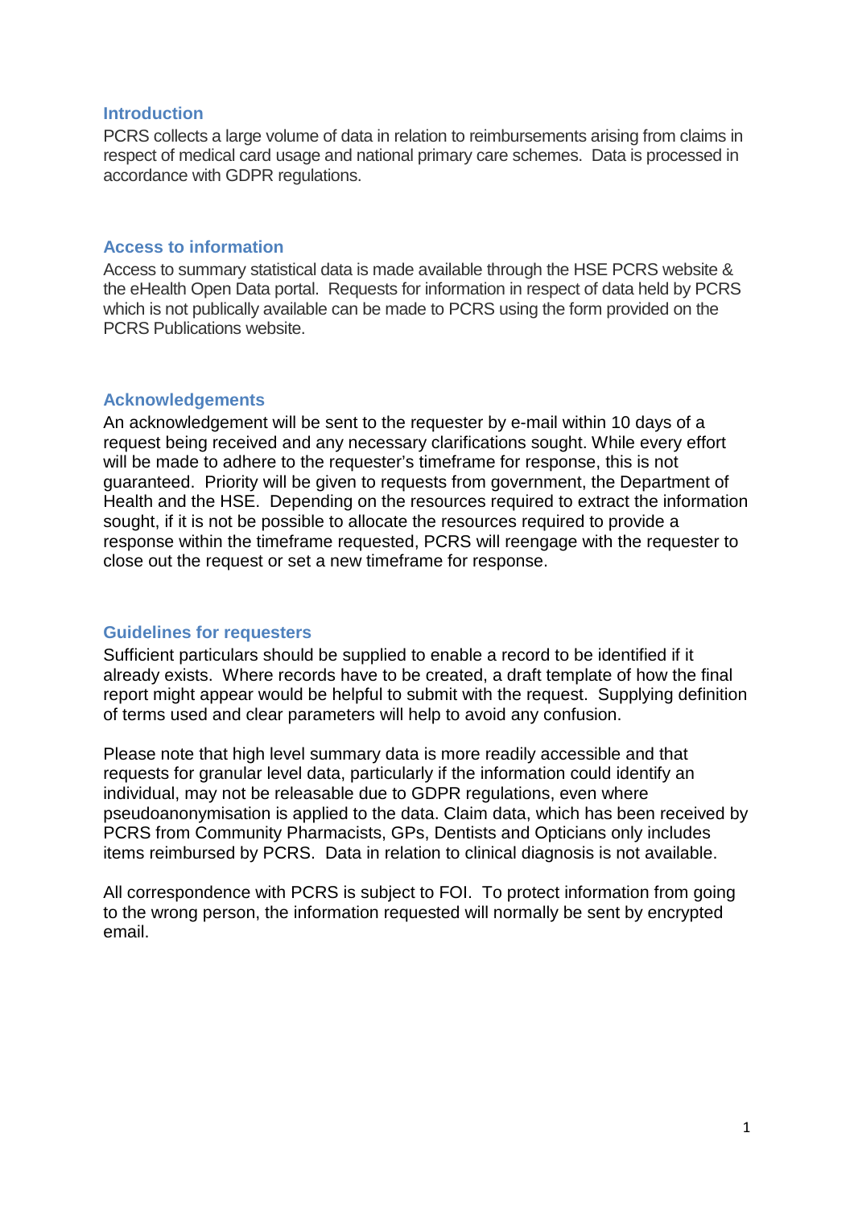## Introduction

PCRS collects a large volume of data in relation to reimbursements arising from claims in respect of medical card usage and national primary care schemes. Data is processed in accordance with GDPR regulations.

## Access to information

Access to summary statistical data is made available through the HSE PCRS website & the eHealth Open Data portal. Requests for information in respect of data held by PCRS which is not publically available can be made to PCRS using the form provided on the PCRS Publications website.

## Acknowledgements

An acknowledgement will be sent to the requester by e-mail within 10 days of a request being received and any necessary clarifications sought. While every effort will be made to adhere to the requester's timeframe for response, this is not guaranteed. Priority will be given to requests from government, the Department of Health and the HSE. Depending on the resources required to extract the information sought, if it is not be possible to allocate the resources required to provide a response within the timeframe requested, PCRS will reengage with the requester to close out the request or set a new timeframe for response.

## Guidelines for requesters

Sufficient particulars should be supplied to enable a record to be identified if it already exists. Where records have to be created, a draft template of how the final report might appear would be helpful to submit with the request. Supplying definition of terms used and clear parameters will help to avoid any confusion.

Please note that high level summary data is more readily accessible and that requests for granular level data, particularly if the information could identify an individual, may not be releasable due to GDPR regulations, even where pseudoanonymisation is applied to the data. Claim data, which has been received by PCRS from Community Pharmacists, GPs, Dentists and Opticians only includes items reimbursed by PCRS. Data in relation to clinical diagnosis is not available.

All correspondence with PCRS is subject to FOI. To protect information from going to the wrong person, the information requested will normally be sent by encrypted email.